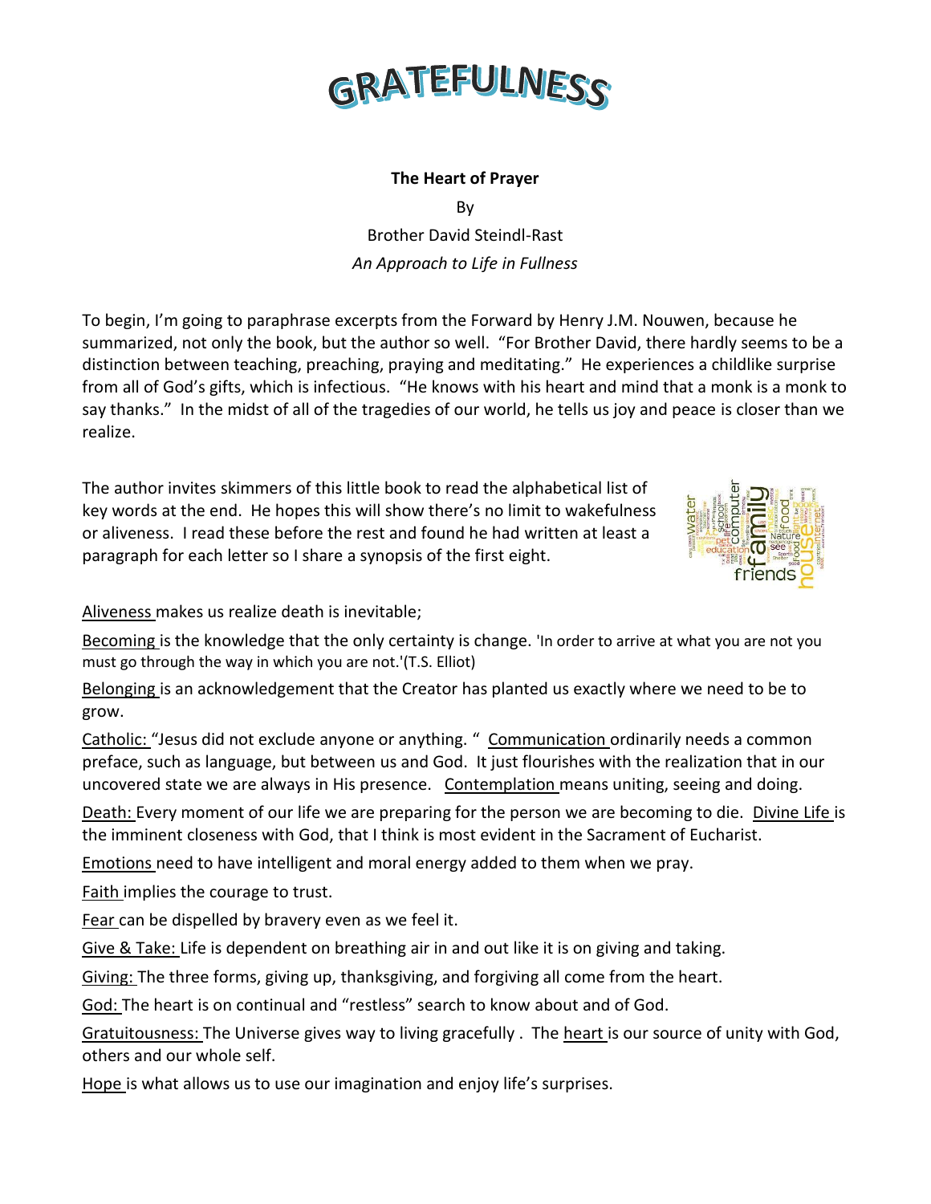# GRATEFULNESS

**The Heart of Prayer**

By

Brother David Steindl-Rast

*An Approach to Life in Fullness*

To begin, I'm going to paraphrase excerpts from the Forward by Henry J.M. Nouwen, because he summarized, not only the book, but the author so well. "For Brother David, there hardly seems to be a distinction between teaching, preaching, praying and meditating." He experiences a childlike surprise from all of God's gifts, which is infectious. "He knows with his heart and mind that a monk is a monk to say thanks." In the midst of all of the tragedies of our world, he tells us joy and peace is closer than we realize.

The author invites skimmers of this little book to read the alphabetical list of key words at the end. He hopes this will show there's no limit to wakefulness or aliveness. I read these before the rest and found he had written at least a paragraph for each letter so I share a synopsis of the first eight.

Aliveness makes us realize death is inevitable;

Becoming is the knowledge that the only certainty is change. 'In order to arrive at what you are not you must go through the way in which you are not.'(T.S. Elliot)

Belonging is an acknowledgement that the Creator has planted us exactly where we need to be to grow.

Catholic: "Jesus did not exclude anyone or anything. " Communication ordinarily needs a common preface, such as language, but between us and God. It just flourishes with the realization that in our uncovered state we are always in His presence. Contemplation means uniting, seeing and doing.

Death: Every moment of our life we are preparing for the person we are becoming to die. Divine Life is the imminent closeness with God, that I think is most evident in the Sacrament of Eucharist.

Emotions need to have intelligent and moral energy added to them when we pray.

Faith implies the courage to trust.

Fear can be dispelled by bravery even as we feel it.

Give & Take: Life is dependent on breathing air in and out like it is on giving and taking.

Giving: The three forms, giving up, thanksgiving, and forgiving all come from the heart.

God: The heart is on continual and "restless" search to know about and of God.

Gratuitousness: The Universe gives way to living gracefully . The heart is our source of unity with God, others and our whole self.

Hope is what allows us to use our imagination and enjoy life's surprises.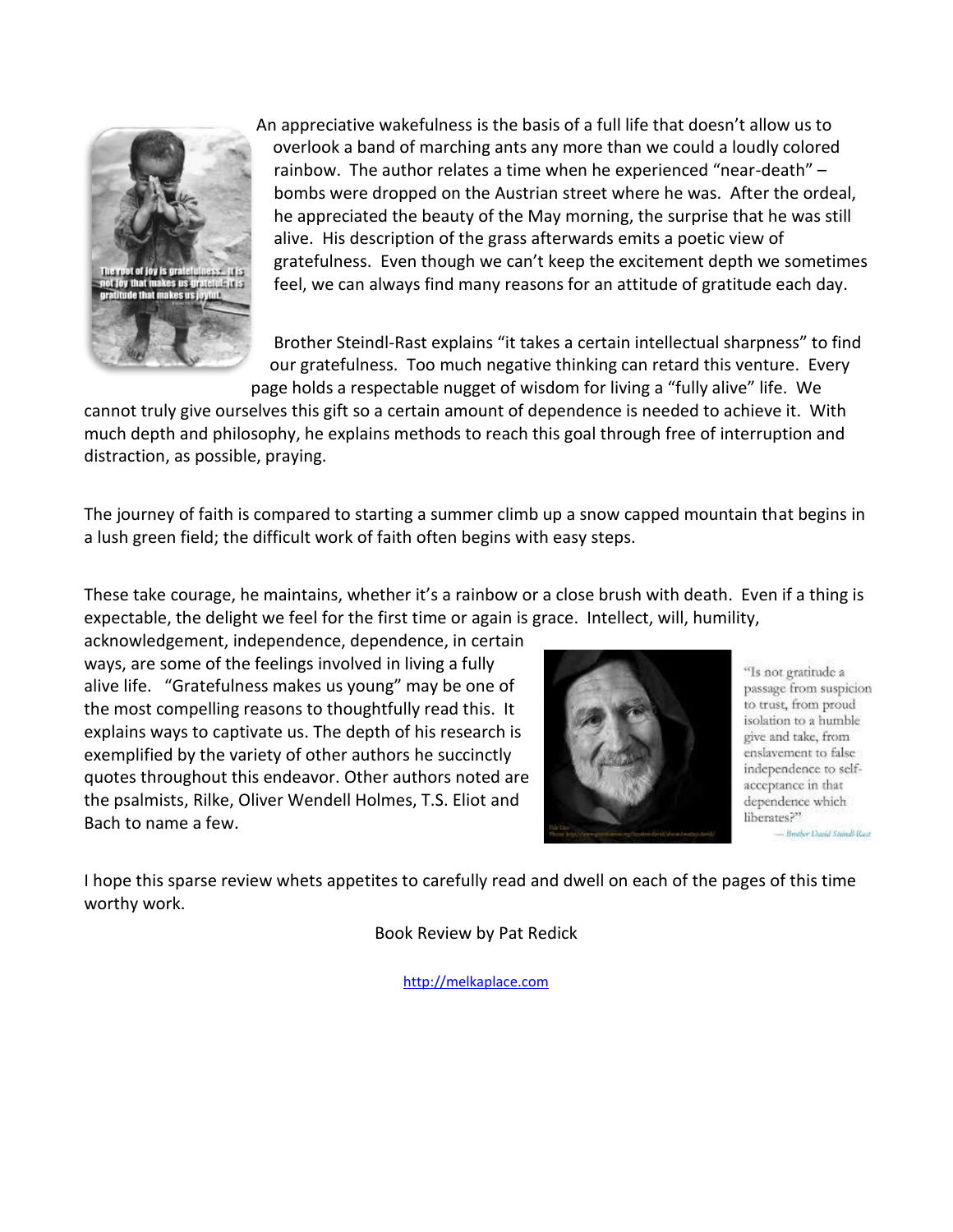An appreciative wakefulness is the basis of a full life that doesn't allow us to overlook a band of marching ants any more than we could a loudly colored rainbow. The author relates a time when he experienced "near-death" – bombs were dropped on the Austrian street where he was. After the ordeal, he appreciated the beauty of the May morning, the surprise that he was still alive. His description of the grass afterwards emits a poetic view of gratefulness. Even though we can't keep the excitement depth we sometimes feel, we can always find many reasons for an attitude of gratitude each day.

Brother Steindl-Rast explains "it takes a certain intellectual sharpness" to find our gratefulness. Too much negative thinking can retard this venture. Every page holds a respectable nugget of wisdom for living a "fully alive" life. We cannot truly give ourselves this gift so a certain amount of dependence is needed to achieve it. With much depth and philosophy, he explains methods to reach this goal through free of interruption and distraction, as possible, praying.

The journey of faith is compared to starting a summer climb up a snow capped mountain that begins in a lush green field; the difficult work of faith often begins with easy steps.

These take courage, he maintains, whether it's a rainbow or a close brush with death. Even if a thing is expectable, the delight we feel for the first time or again is grace. Intellect, will, humility, acknowledgement, independence, dependence, in certain ways, are some of the feelings involved in living a fully alive life. "Gratefulness makes us young" may be one of the most compelling reasons to thoughtfully read this. It explains ways to captivate us. The depth of his research is exemplified by the variety of other authors he succinctly quotes throughout this endeavor. Other authors noted are the psalmists, Rilke, Oliver Wendell Holmes, T.S. Eliot and Bach to name a few.

"Is not gratitude a passage from suspicion to trust, from proud isolation to a humble give and take, from enslavement to false independence to self-acceptance in that dependence which liberates?"
— Brother David Steindl-Rast

I hope this sparse review whets appetites to carefully read and dwell on each of the pages of this time worthy work.

Book Review by Pat Redick

http://melkaplace.com